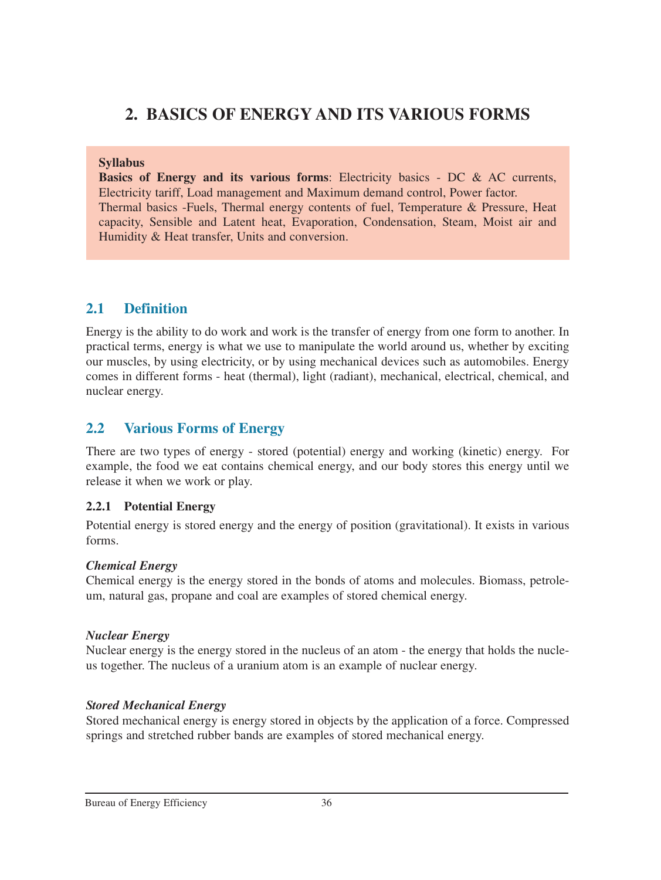# 2. BASICS OF ENERGY AND ITS VARIOUS FORMS

**Syllabus**

**Basics of Energy and its various forms**: Electricity basics - DC & AC currents, Electricity tariff, Load management and Maximum demand control, Power factor.
Thermal basics -Fuels, Thermal energy contents of fuel, Temperature & Pressure, Heat capacity, Sensible and Latent heat, Evaporation, Condensation, Steam, Moist air and Humidity & Heat transfer, Units and conversion.

## 2.1 Definition

Energy is the ability to do work and work is the transfer of energy from one form to another. In practical terms, energy is what we use to manipulate the world around us, whether by exciting our muscles, by using electricity, or by using mechanical devices such as automobiles. Energy comes in different forms - heat (thermal), light (radiant), mechanical, electrical, chemical, and nuclear energy.

## 2.2 Various Forms of Energy

There are two types of energy - stored (potential) energy and working (kinetic) energy. For example, the food we eat contains chemical energy, and our body stores this energy until we release it when we work or play.

### 2.2.1 Potential Energy

Potential energy is stored energy and the energy of position (gravitational). It exists in various forms.

***Chemical Energy***

Chemical energy is the energy stored in the bonds of atoms and molecules. Biomass, petroleum, natural gas, propane and coal are examples of stored chemical energy.

***Nuclear Energy***

Nuclear energy is the energy stored in the nucleus of an atom - the energy that holds the nucleus together. The nucleus of a uranium atom is an example of nuclear energy.

***Stored Mechanical Energy***

Stored mechanical energy is energy stored in objects by the application of a force. Compressed springs and stretched rubber bands are examples of stored mechanical energy.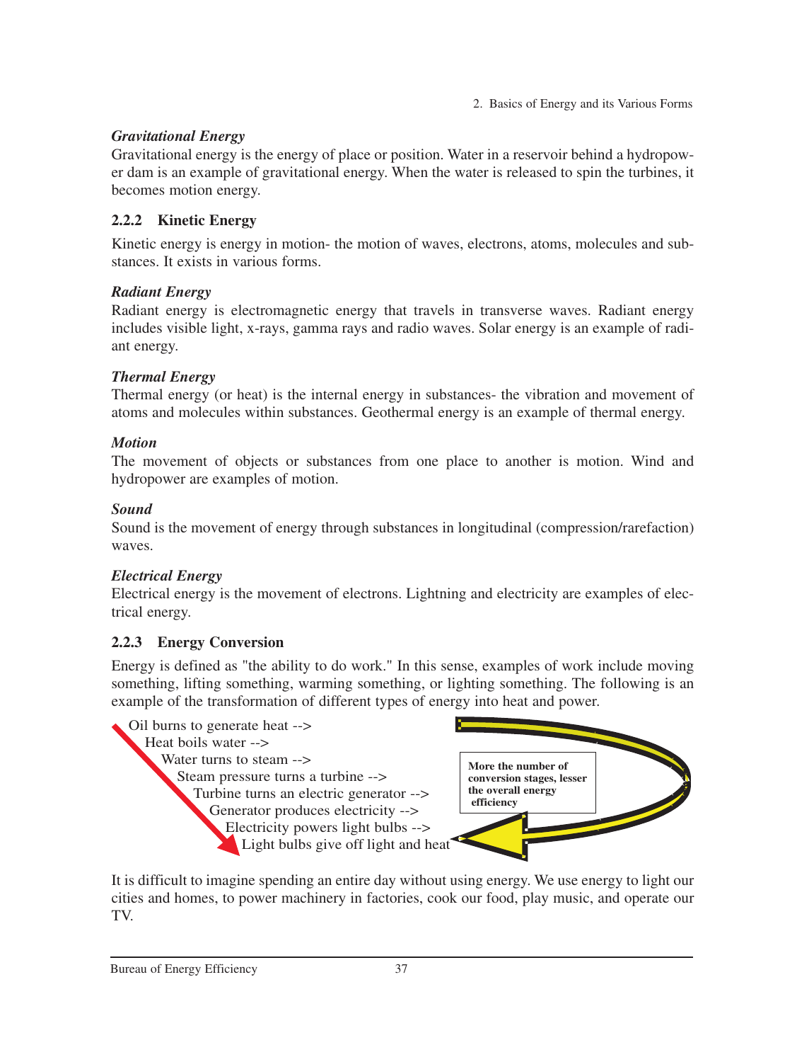***Gravitational Energy***
Gravitational energy is the energy of place or position. Water in a reservoir behind a hydropower dam is an example of gravitational energy. When the water is released to spin the turbines, it becomes motion energy.

### 2.2.2 Kinetic Energy

Kinetic energy is energy in motion- the motion of waves, electrons, atoms, molecules and substances. It exists in various forms.

***Radiant Energy***
Radiant energy is electromagnetic energy that travels in transverse waves. Radiant energy includes visible light, x-rays, gamma rays and radio waves. Solar energy is an example of radiant energy.

***Thermal Energy***
Thermal energy (or heat) is the internal energy in substances- the vibration and movement of atoms and molecules within substances. Geothermal energy is an example of thermal energy.

***Motion***
The movement of objects or substances from one place to another is motion. Wind and hydropower are examples of motion.

***Sound***
Sound is the movement of energy through substances in longitudinal (compression/rarefaction) waves.

***Electrical Energy***
Electrical energy is the movement of electrons. Lightning and electricity are examples of electrical energy.

### 2.2.3 Energy Conversion

Energy is defined as "the ability to do work." In this sense, examples of work include moving something, lifting something, warming something, or lighting something. The following is an example of the transformation of different types of energy into heat and power.

Oil burns to generate heat -->
Heat boils water -->
Water turns to steam -->
Steam pressure turns a turbine -->
Turbine turns an electric generator -->
Generator produces electricity -->
Electricity powers light bulbs -->
Light bulbs give off light and heat

**More the number of conversion stages, lesser the overall energy efficiency**

It is difficult to imagine spending an entire day without using energy. We use energy to light our cities and homes, to power machinery in factories, cook our food, play music, and operate our TV.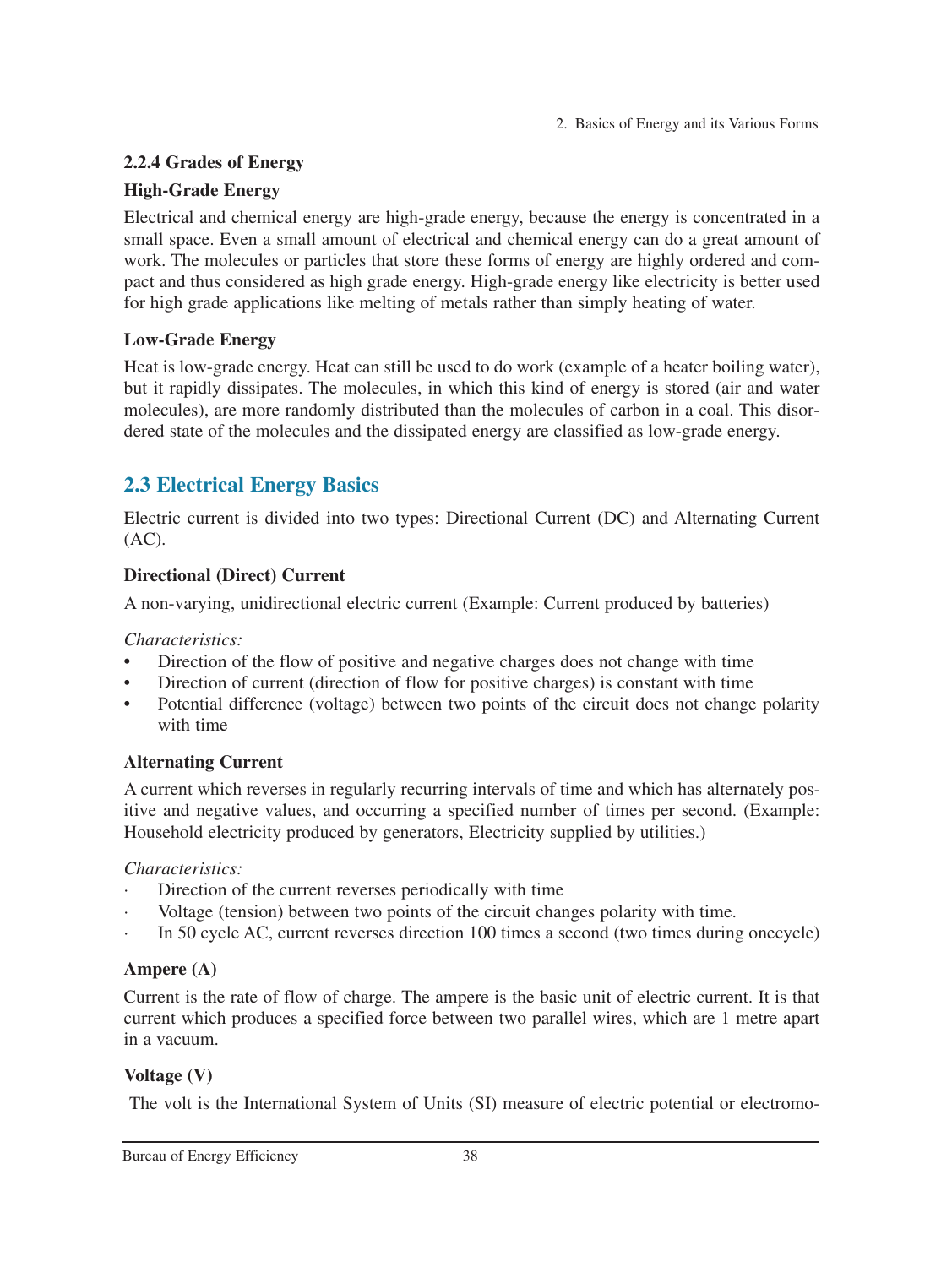### 2.2.4 Grades of Energy

#### High-Grade Energy

Electrical and chemical energy are high-grade energy, because the energy is concentrated in a small space. Even a small amount of electrical and chemical energy can do a great amount of work. The molecules or particles that store these forms of energy are highly ordered and compact and thus considered as high grade energy. High-grade energy like electricity is better used for high grade applications like melting of metals rather than simply heating of water.

#### Low-Grade Energy

Heat is low-grade energy. Heat can still be used to do work (example of a heater boiling water), but it rapidly dissipates. The molecules, in which this kind of energy is stored (air and water molecules), are more randomly distributed than the molecules of carbon in a coal. This disordered state of the molecules and the dissipated energy are classified as low-grade energy.

## 2.3 Electrical Energy Basics

Electric current is divided into two types: Directional Current (DC) and Alternating Current (AC).

#### Directional (Direct) Current

A non-varying, unidirectional electric current (Example: Current produced by batteries)

*Characteristics:*

- Direction of the flow of positive and negative charges does not change with time
- Direction of current (direction of flow for positive charges) is constant with time
- Potential difference (voltage) between two points of the circuit does not change polarity with time

#### Alternating Current

A current which reverses in regularly recurring intervals of time and which has alternately positive and negative values, and occurring a specified number of times per second. (Example: Household electricity produced by generators, Electricity supplied by utilities.)

*Characteristics:*

- Direction of the current reverses periodically with time
- Voltage (tension) between two points of the circuit changes polarity with time.
- In 50 cycle AC, current reverses direction 100 times a second (two times during onecycle)

#### Ampere (A)

Current is the rate of flow of charge. The ampere is the basic unit of electric current. It is that current which produces a specified force between two parallel wires, which are 1 metre apart in a vacuum.

#### Voltage (V)

The volt is the International System of Units (SI) measure of electric potential or electromo-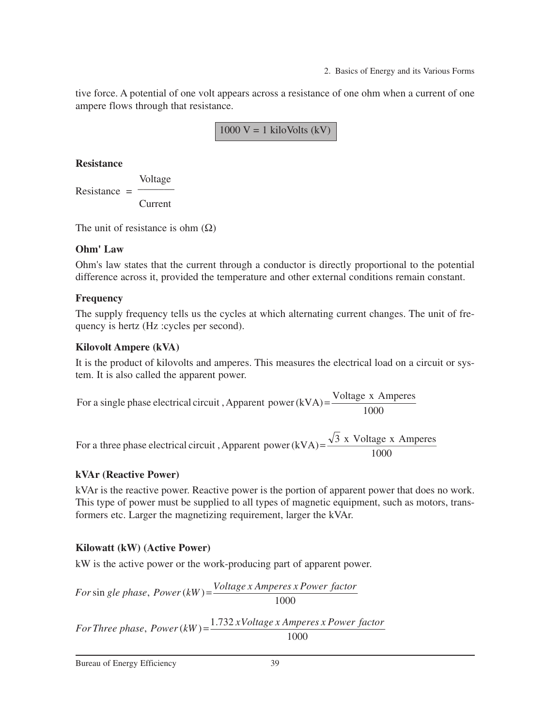tive force. A potential of one volt appears across a resistance of one ohm when a current of one ampere flows through that resistance.

$$1000 \text{ V} = 1 \text{ kiloVolts (kV)}$$

**Resistance**

$$\text{Resistance} = \frac{\text{Voltage}}{\text{Current}}$$

The unit of resistance is ohm (Ω)

**Ohm' Law**

Ohm's law states that the current through a conductor is directly proportional to the potential difference across it, provided the temperature and other external conditions remain constant.

**Frequency**

The supply frequency tells us the cycles at which alternating current changes. The unit of frequency is hertz (Hz :cycles per second).

**Kilovolt Ampere (kVA)**

It is the product of kilovolts and amperes. This measures the electrical load on a circuit or system. It is also called the apparent power.

$$\text{For a single phase electrical circuit , Apparent power (kVA)} = \frac{\text{Voltage x Amperes}}{1000}$$

$$\text{For a three phase electrical circuit , Apparent power (kVA)} = \frac{\sqrt{3} \text{ x Voltage x Amperes}}{1000}$$

**kVAr (Reactive Power)**

kVAr is the reactive power. Reactive power is the portion of apparent power that does no work. This type of power must be supplied to all types of magnetic equipment, such as motors, transformers etc. Larger the magnetizing requirement, larger the kVAr.

**Kilowatt (kW) (Active Power)**

kW is the active power or the work-producing part of apparent power.

$$\text{For single phase, Power (kW)} = \frac{\text{Voltage x Amperes x Power factor}}{1000}$$

$$\text{For Three phase, Power (kW)} = \frac{1.732 \text{ x Voltage x Amperes x Power factor}}{1000}$$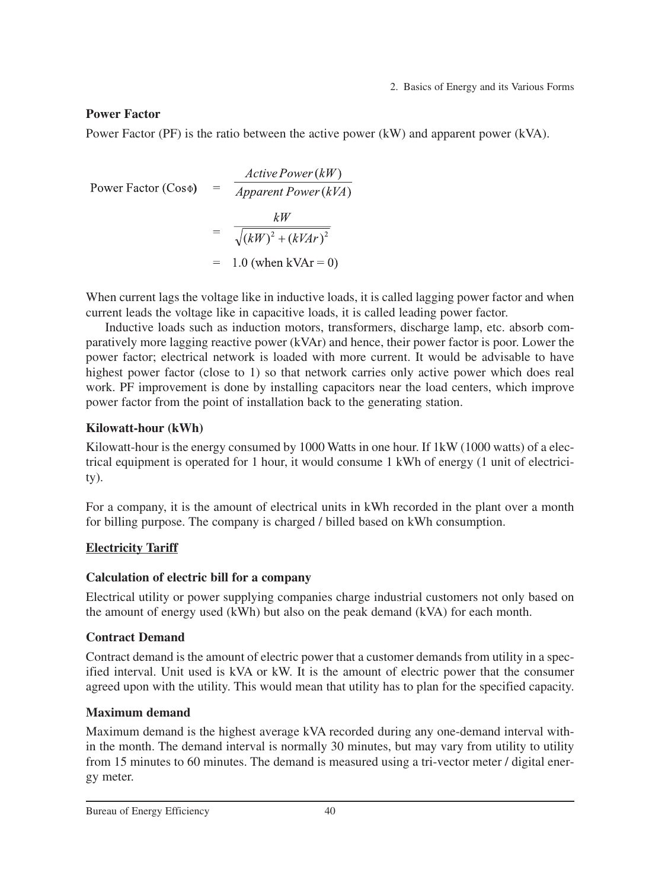### Power Factor

Power Factor (PF) is the ratio between the active power (kW) and apparent power (kVA).

$$\text{Power Factor } (\text{Cos}\Phi) = \frac{\textit{Active Power}\,(kW)}{\textit{Apparent Power}\,(kVA)}$$

$$= \frac{kW}{\sqrt{(kW)^2 + (kVAr)^2}}$$

$$= 1.0 \text{ (when kVAr = 0)}$$

When current lags the voltage like in inductive loads, it is called lagging power factor and when current leads the voltage like in capacitive loads, it is called leading power factor.

Inductive loads such as induction motors, transformers, discharge lamp, etc. absorb comparatively more lagging reactive power (kVAr) and hence, their power factor is poor. Lower the power factor; electrical network is loaded with more current. It would be advisable to have highest power factor (close to 1) so that network carries only active power which does real work. PF improvement is done by installing capacitors near the load centers, which improve power factor from the point of installation back to the generating station.

### Kilowatt-hour (kWh)

Kilowatt-hour is the energy consumed by 1000 Watts in one hour. If 1kW (1000 watts) of a electrical equipment is operated for 1 hour, it would consume 1 kWh of energy (1 unit of electricity).

For a company, it is the amount of electrical units in kWh recorded in the plant over a month for billing purpose. The company is charged / billed based on kWh consumption.

### Electricity Tariff

### Calculation of electric bill for a company

Electrical utility or power supplying companies charge industrial customers not only based on the amount of energy used (kWh) but also on the peak demand (kVA) for each month.

### Contract Demand

Contract demand is the amount of electric power that a customer demands from utility in a specified interval. Unit used is kVA or kW. It is the amount of electric power that the consumer agreed upon with the utility. This would mean that utility has to plan for the specified capacity.

### Maximum demand

Maximum demand is the highest average kVA recorded during any one-demand interval within the month. The demand interval is normally 30 minutes, but may vary from utility to utility from 15 minutes to 60 minutes. The demand is measured using a tri-vector meter / digital energy meter.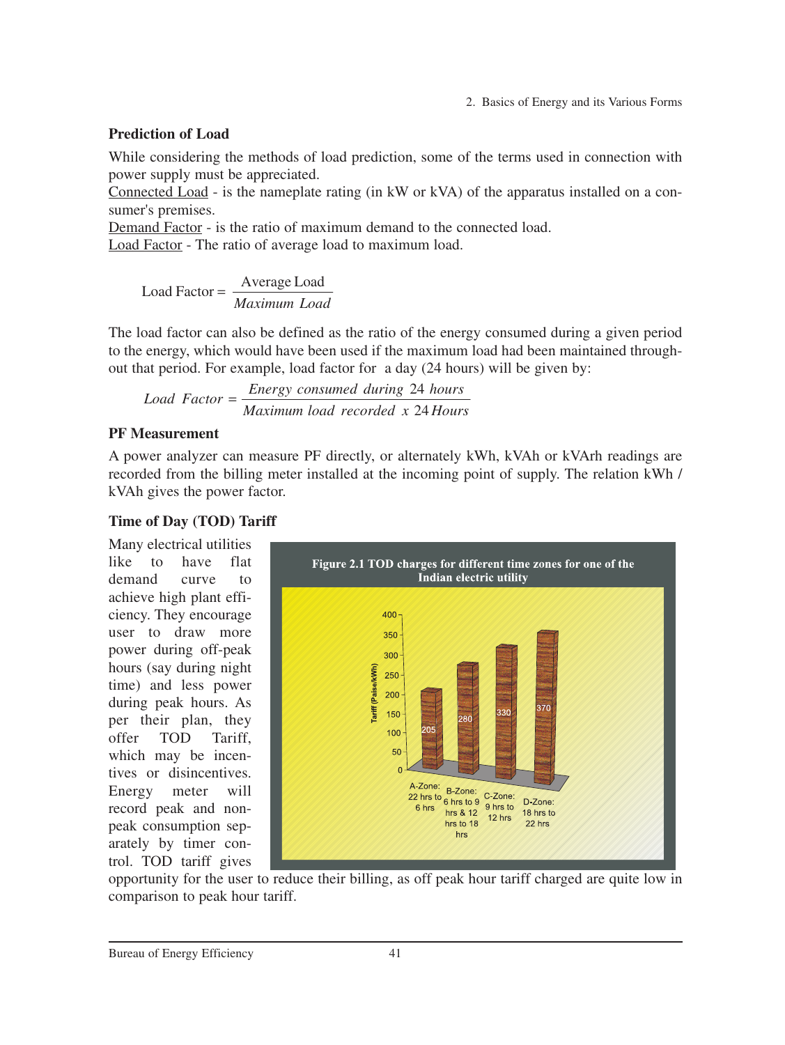### Prediction of Load

While considering the methods of load prediction, some of the terms used in connection with power supply must be appreciated.

Connected Load - is the nameplate rating (in kW or kVA) of the apparatus installed on a consumer's premises.

Demand Factor - is the ratio of maximum demand to the connected load.

Load Factor - The ratio of average load to maximum load.

$$\text{Load Factor} = \frac{\text{Average Load}}{\textit{Maximum Load}}$$

The load factor can also be defined as the ratio of the energy consumed during a given period to the energy, which would have been used if the maximum load had been maintained throughout that period. For example, load factor for a day (24 hours) will be given by:

$$Load\ Factor = \frac{Energy\ consumed\ during\ 24\ hours}{Maximum\ load\ recorded\ x\ 24\ Hours}$$

### PF Measurement

A power analyzer can measure PF directly, or alternately kWh, kVAh or kVArh readings are recorded from the billing meter installed at the incoming point of supply. The relation kWh / kVAh gives the power factor.

### Time of Day (TOD) Tariff

Many electrical utilities like to have flat demand curve to achieve high plant efficiency. They encourage user to draw more power during off-peak hours (say during night time) and less power during peak hours. As per their plan, they offer TOD Tariff, which may be incentives or disincentives. Energy meter will record peak and non-peak consumption separately by timer control. TOD tariff gives opportunity for the user to reduce their billing, as off peak hour tariff charged are quite low in comparison to peak hour tariff.

**Figure 2.1 TOD charges for different time zones for one of the Indian electric utility**

| Zone | Tariff (Paise/kWh) |
|---|---|
| A-Zone: 22 hrs to 6 hrs | 205 |
| B-Zone: 6 hrs to 9 hrs & 12 hrs to 18 hrs | 280 |
| C-Zone: 9 hrs to 12 hrs | 330 |
| D-Zone: 18 hrs to 22 hrs | 370 |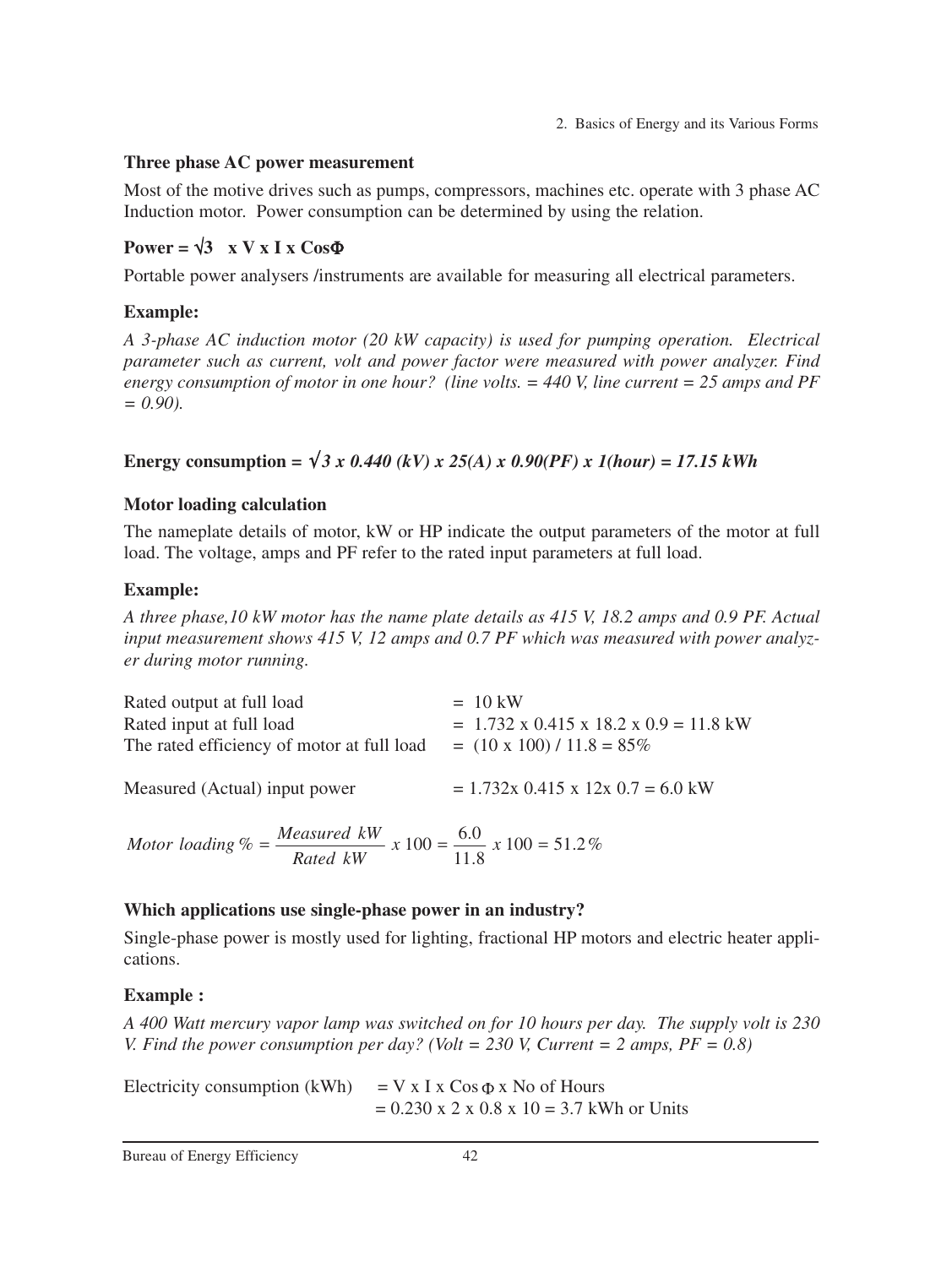### Three phase AC power measurement

Most of the motive drives such as pumps, compressors, machines etc. operate with 3 phase AC Induction motor. Power consumption can be determined by using the relation.

**Power = $\sqrt{3}$ x V x I x Cos$\Phi$**

Portable power analysers /instruments are available for measuring all electrical parameters.

### Example:

*A 3-phase AC induction motor (20 kW capacity) is used for pumping operation. Electrical parameter such as current, volt and power factor were measured with power analyzer. Find energy consumption of motor in one hour? (line volts. = 440 V, line current = 25 amps and PF = 0.90).*

***Energy consumption = $\sqrt{3}$ x 0.440 (kV) x 25(A) x 0.90(PF) x 1(hour) = 17.15 kWh***

### Motor loading calculation

The nameplate details of motor, kW or HP indicate the output parameters of the motor at full load. The voltage, amps and PF refer to the rated input parameters at full load.

### Example:

*A three phase,10 kW motor has the name plate details as 415 V, 18.2 amps and 0.9 PF. Actual input measurement shows 415 V, 12 amps and 0.7 PF which was measured with power analyzer during motor running.*

| | |
|---|---|
| Rated output at full load | = 10 kW |
| Rated input at full load | = 1.732 x 0.415 x 18.2 x 0.9 = 11.8 kW |
| The rated efficiency of motor at full load | = (10 x 100) / 11.8 = 85% |
| Measured (Actual) input power | = 1.732x 0.415 x 12x 0.7 = 6.0 kW |

$$Motor\ loading\ \% = \frac{Measured\ kW}{Rated\ kW}\ x\ 100 = \frac{6.0}{11.8}\ x\ 100 = 51.2\%$$

### Which applications use single-phase power in an industry?

Single-phase power is mostly used for lighting, fractional HP motors and electric heater applications.

### Example :

*A 400 Watt mercury vapor lamp was switched on for 10 hours per day. The supply volt is 230 V. Find the power consumption per day? (Volt = 230 V, Current = 2 amps, PF = 0.8)*

Electricity consumption (kWh) = V x I x Cos $\Phi$ x No of Hours
= 0.230 x 2 x 0.8 x 10 = 3.7 kWh or Units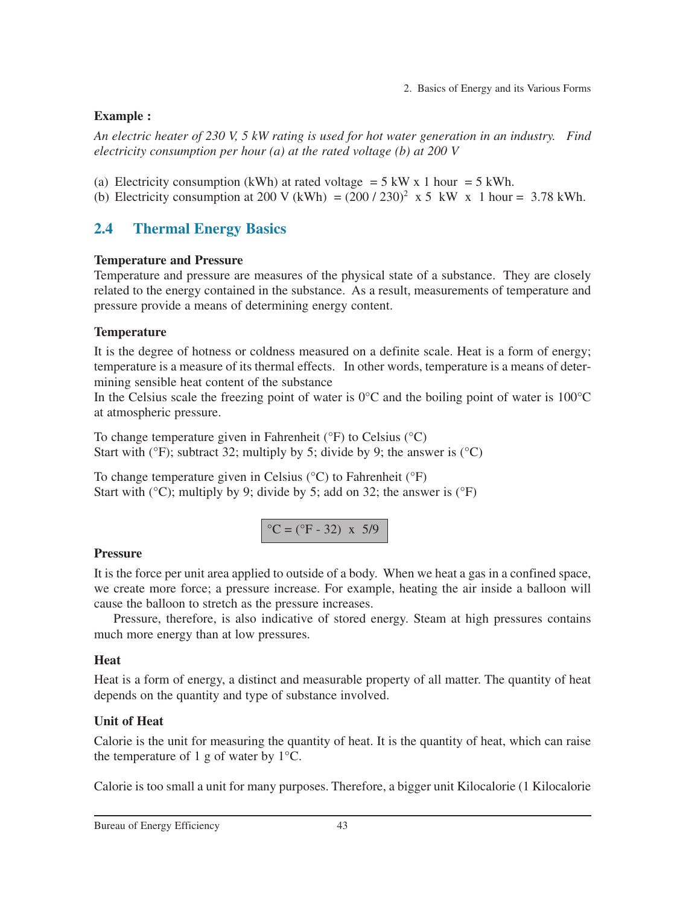**Example :**

*An electric heater of 230 V, 5 kW rating is used for hot water generation in an industry. Find electricity consumption per hour (a) at the rated voltage (b) at 200 V*

(a) Electricity consumption (kWh) at rated voltage = 5 kW x 1 hour = 5 kWh.
(b) Electricity consumption at 200 V (kWh) = $(200 / 230)^2$ x 5 kW x 1 hour = 3.78 kWh.

## 2.4 Thermal Energy Basics

**Temperature and Pressure**

Temperature and pressure are measures of the physical state of a substance. They are closely related to the energy contained in the substance. As a result, measurements of temperature and pressure provide a means of determining energy content.

**Temperature**

It is the degree of hotness or coldness measured on a definite scale. Heat is a form of energy; temperature is a measure of its thermal effects. In other words, temperature is a means of determining sensible heat content of the substance
In the Celsius scale the freezing point of water is 0°C and the boiling point of water is 100°C at atmospheric pressure.

To change temperature given in Fahrenheit (°F) to Celsius (°C)
Start with (°F); subtract 32; multiply by 5; divide by 9; the answer is (°C)

To change temperature given in Celsius (°C) to Fahrenheit (°F)
Start with (°C); multiply by 9; divide by 5; add on 32; the answer is (°F)

$$°C = (°F - 32) \times 5/9$$

**Pressure**

It is the force per unit area applied to outside of a body. When we heat a gas in a confined space, we create more force; a pressure increase. For example, heating the air inside a balloon will cause the balloon to stretch as the pressure increases.

Pressure, therefore, is also indicative of stored energy. Steam at high pressures contains much more energy than at low pressures.

**Heat**

Heat is a form of energy, a distinct and measurable property of all matter. The quantity of heat depends on the quantity and type of substance involved.

**Unit of Heat**

Calorie is the unit for measuring the quantity of heat. It is the quantity of heat, which can raise the temperature of 1 g of water by 1°C.

Calorie is too small a unit for many purposes. Therefore, a bigger unit Kilocalorie (1 Kilocalorie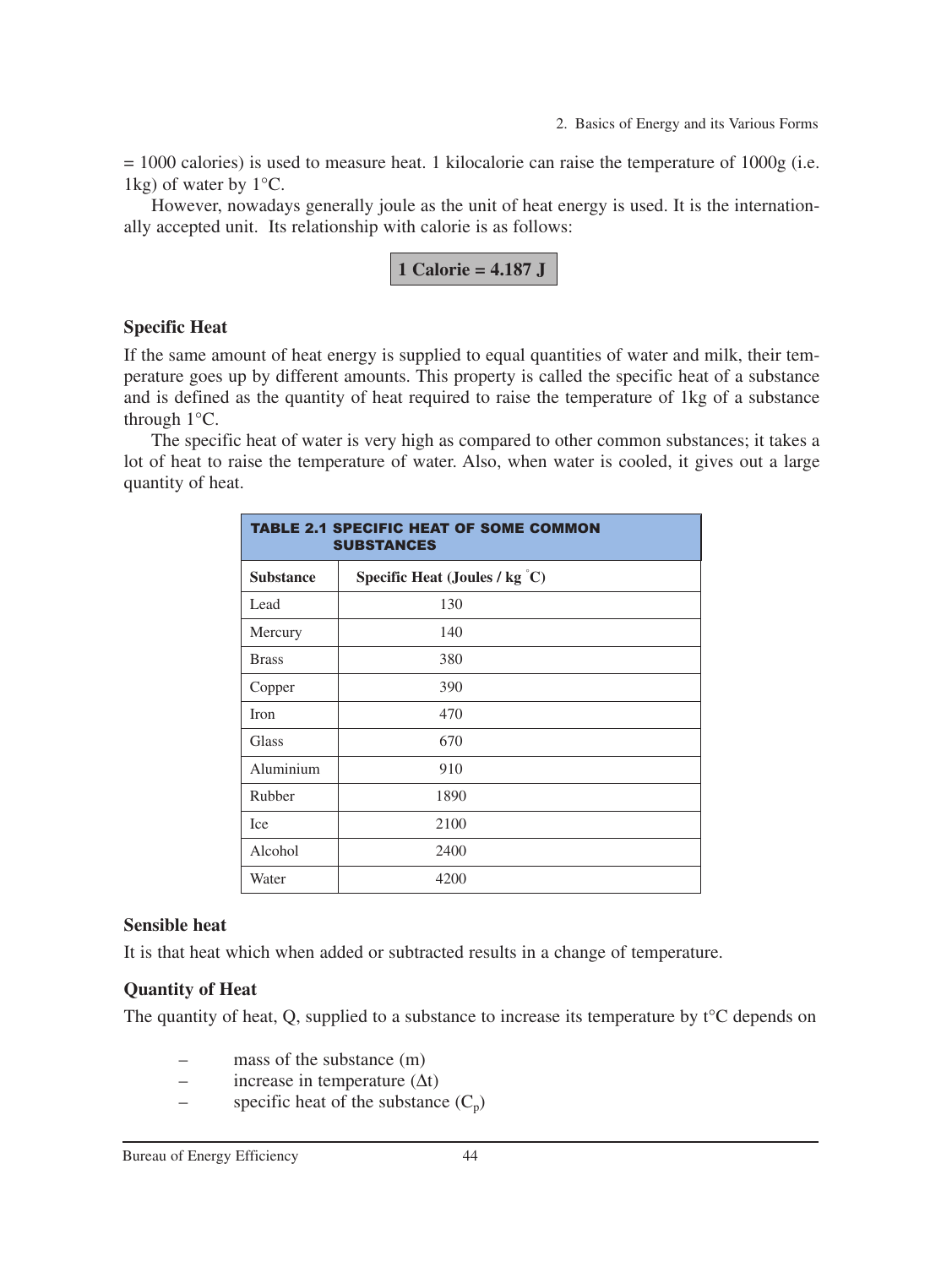= 1000 calories) is used to measure heat. 1 kilocalorie can raise the temperature of 1000g (i.e. 1kg) of water by 1°C.

However, nowadays generally joule as the unit of heat energy is used. It is the internationally accepted unit. Its relationship with calorie is as follows:

**1 Calorie = 4.187 J**

### Specific Heat

If the same amount of heat energy is supplied to equal quantities of water and milk, their temperature goes up by different amounts. This property is called the specific heat of a substance and is defined as the quantity of heat required to raise the temperature of 1kg of a substance through 1°C.

The specific heat of water is very high as compared to other common substances; it takes a lot of heat to raise the temperature of water. Also, when water is cooled, it gives out a large quantity of heat.

**TABLE 2.1 SPECIFIC HEAT OF SOME COMMON SUBSTANCES**

| Substance | Specific Heat (Joules / kg °C) |
|---|---|
| Lead | 130 |
| Mercury | 140 |
| Brass | 380 |
| Copper | 390 |
| Iron | 470 |
| Glass | 670 |
| Aluminium | 910 |
| Rubber | 1890 |
| Ice | 2100 |
| Alcohol | 2400 |
| Water | 4200 |

### Sensible heat

It is that heat which when added or subtracted results in a change of temperature.

### Quantity of Heat

The quantity of heat, Q, supplied to a substance to increase its temperature by t°C depends on

- mass of the substance (m)
- increase in temperature ($\Delta t$)
- specific heat of the substance ($C_p$)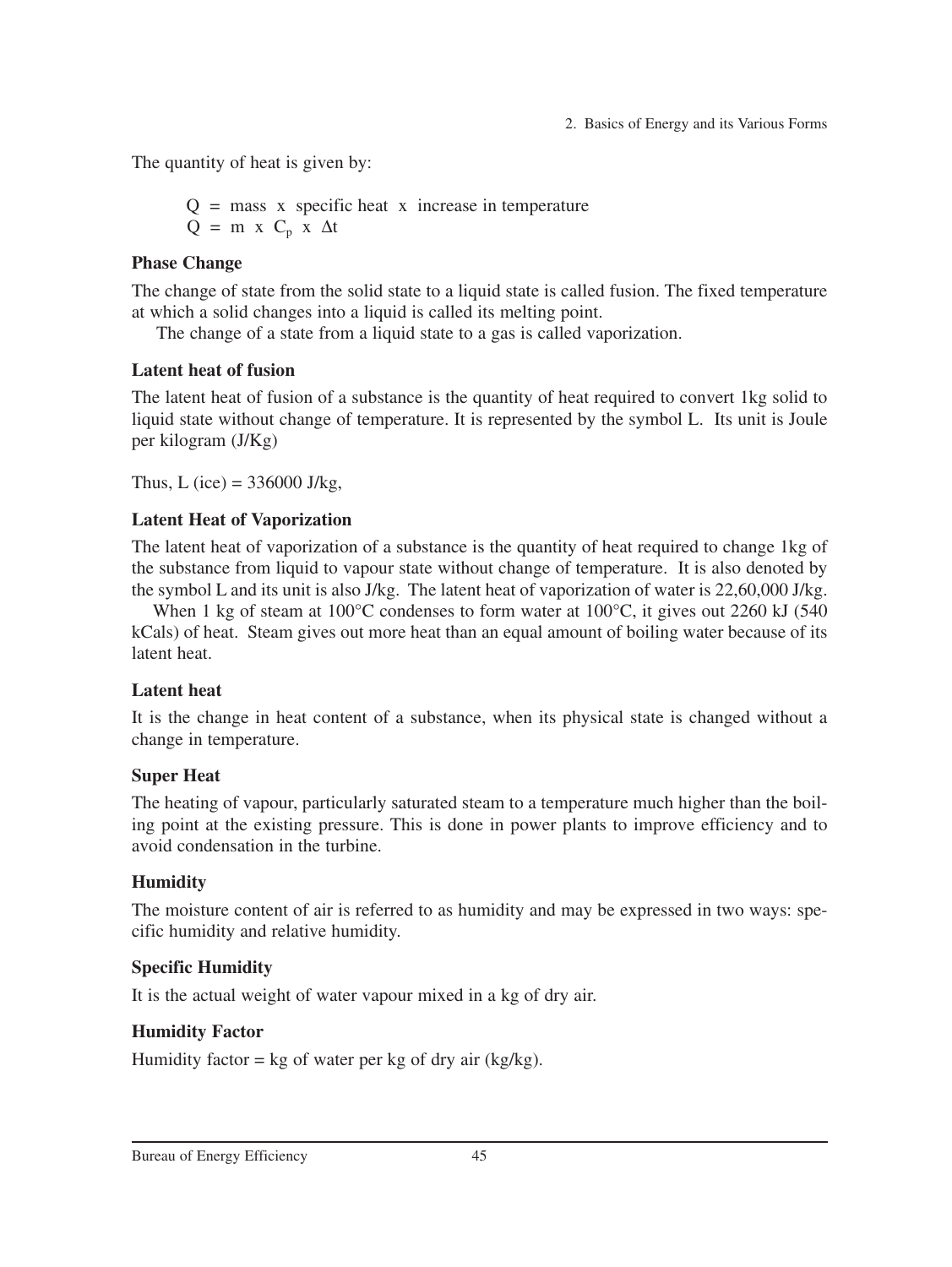The quantity of heat is given by:

Q = mass x specific heat x increase in temperature

$Q = m \times C_p \times \Delta t$

**Phase Change**

The change of state from the solid state to a liquid state is called fusion. The fixed temperature at which a solid changes into a liquid is called its melting point.

The change of a state from a liquid state to a gas is called vaporization.

**Latent heat of fusion**

The latent heat of fusion of a substance is the quantity of heat required to convert 1kg solid to liquid state without change of temperature. It is represented by the symbol L. Its unit is Joule per kilogram (J/Kg)

Thus, L (ice) = 336000 J/kg,

**Latent Heat of Vaporization**

The latent heat of vaporization of a substance is the quantity of heat required to change 1kg of the substance from liquid to vapour state without change of temperature. It is also denoted by the symbol L and its unit is also J/kg. The latent heat of vaporization of water is 22,60,000 J/kg.

When 1 kg of steam at 100°C condenses to form water at 100°C, it gives out 2260 kJ (540 kCals) of heat. Steam gives out more heat than an equal amount of boiling water because of its latent heat.

**Latent heat**

It is the change in heat content of a substance, when its physical state is changed without a change in temperature.

**Super Heat**

The heating of vapour, particularly saturated steam to a temperature much higher than the boiling point at the existing pressure. This is done in power plants to improve efficiency and to avoid condensation in the turbine.

**Humidity**

The moisture content of air is referred to as humidity and may be expressed in two ways: specific humidity and relative humidity.

**Specific Humidity**

It is the actual weight of water vapour mixed in a kg of dry air.

**Humidity Factor**

Humidity factor = kg of water per kg of dry air (kg/kg).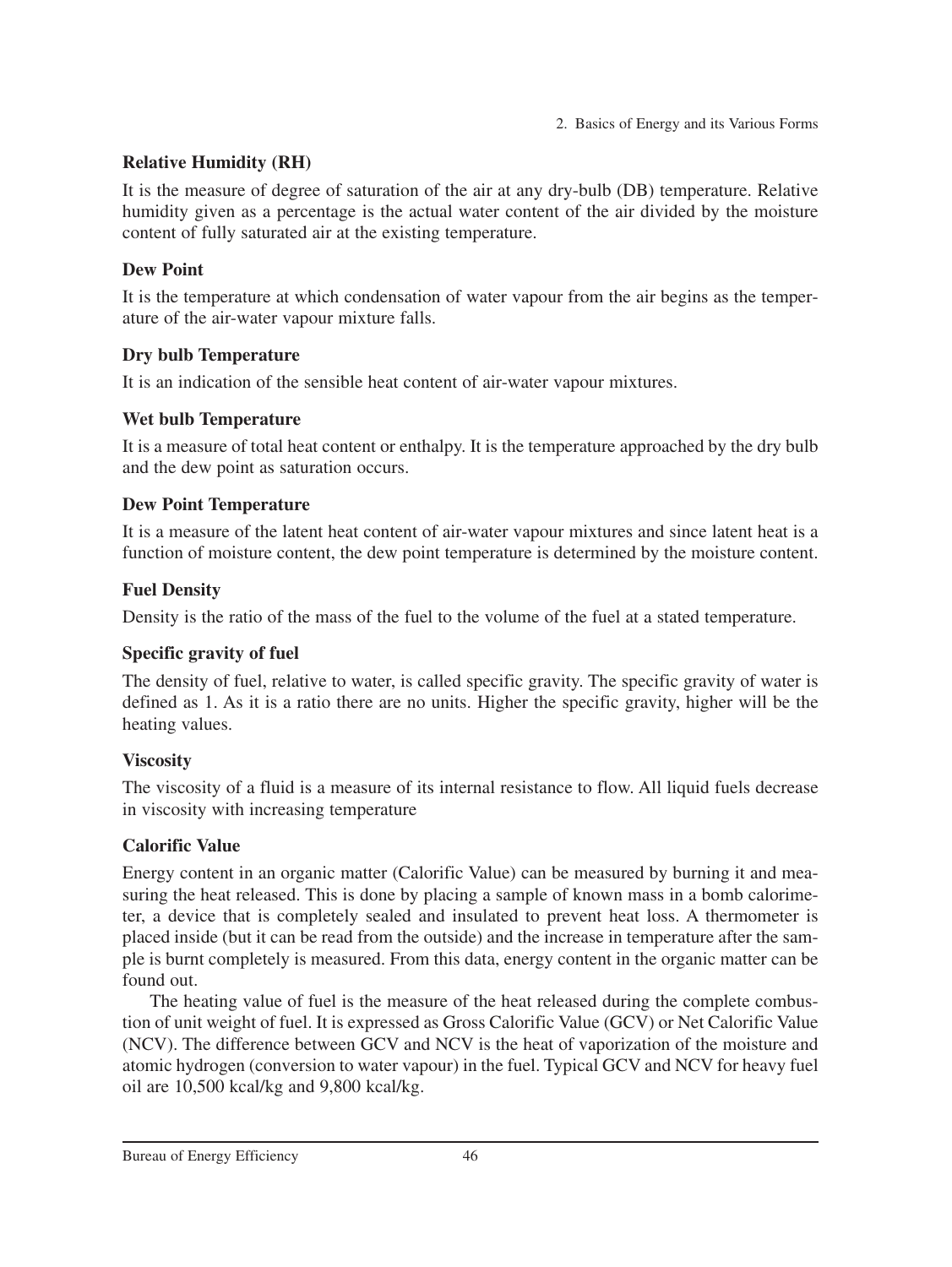### Relative Humidity (RH)

It is the measure of degree of saturation of the air at any dry-bulb (DB) temperature. Relative humidity given as a percentage is the actual water content of the air divided by the moisture content of fully saturated air at the existing temperature.

### Dew Point

It is the temperature at which condensation of water vapour from the air begins as the temperature of the air-water vapour mixture falls.

### Dry bulb Temperature

It is an indication of the sensible heat content of air-water vapour mixtures.

### Wet bulb Temperature

It is a measure of total heat content or enthalpy. It is the temperature approached by the dry bulb and the dew point as saturation occurs.

### Dew Point Temperature

It is a measure of the latent heat content of air-water vapour mixtures and since latent heat is a function of moisture content, the dew point temperature is determined by the moisture content.

### Fuel Density

Density is the ratio of the mass of the fuel to the volume of the fuel at a stated temperature.

### Specific gravity of fuel

The density of fuel, relative to water, is called specific gravity. The specific gravity of water is defined as 1. As it is a ratio there are no units. Higher the specific gravity, higher will be the heating values.

### Viscosity

The viscosity of a fluid is a measure of its internal resistance to flow. All liquid fuels decrease in viscosity with increasing temperature

### Calorific Value

Energy content in an organic matter (Calorific Value) can be measured by burning it and measuring the heat released. This is done by placing a sample of known mass in a bomb calorimeter, a device that is completely sealed and insulated to prevent heat loss. A thermometer is placed inside (but it can be read from the outside) and the increase in temperature after the sample is burnt completely is measured. From this data, energy content in the organic matter can be found out.

The heating value of fuel is the measure of the heat released during the complete combustion of unit weight of fuel. It is expressed as Gross Calorific Value (GCV) or Net Calorific Value (NCV). The difference between GCV and NCV is the heat of vaporization of the moisture and atomic hydrogen (conversion to water vapour) in the fuel. Typical GCV and NCV for heavy fuel oil are 10,500 kcal/kg and 9,800 kcal/kg.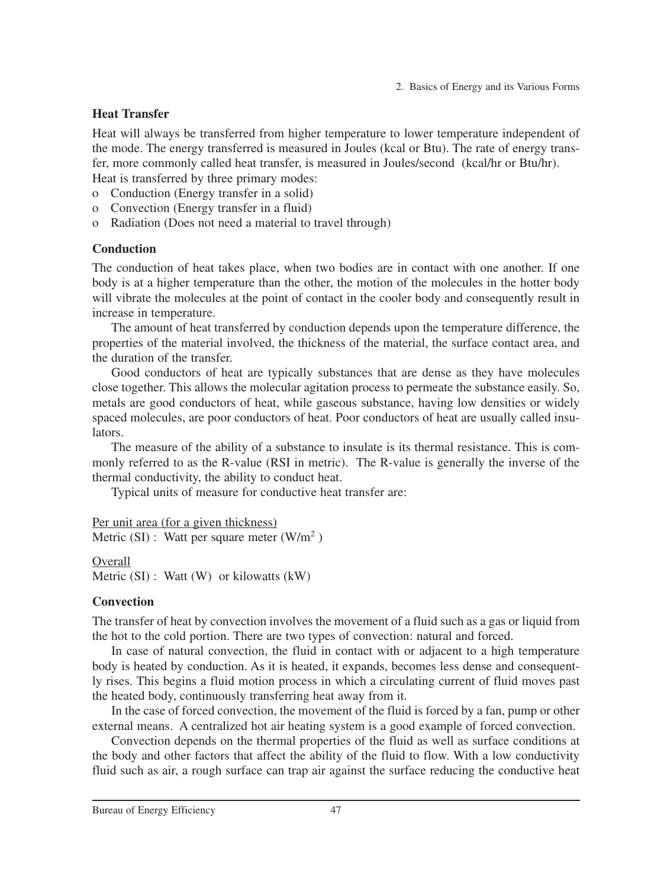## Heat Transfer

Heat will always be transferred from higher temperature to lower temperature independent of the mode. The energy transferred is measured in Joules (kcal or Btu). The rate of energy transfer, more commonly called heat transfer, is measured in Joules/second (kcal/hr or Btu/hr).

Heat is transferred by three primary modes:

- o Conduction (Energy transfer in a solid)
- o Convection (Energy transfer in a fluid)
- o Radiation (Does not need a material to travel through)

## Conduction

The conduction of heat takes place, when two bodies are in contact with one another. If one body is at a higher temperature than the other, the motion of the molecules in the hotter body will vibrate the molecules at the point of contact in the cooler body and consequently result in increase in temperature.

The amount of heat transferred by conduction depends upon the temperature difference, the properties of the material involved, the thickness of the material, the surface contact area, and the duration of the transfer.

Good conductors of heat are typically substances that are dense as they have molecules close together. This allows the molecular agitation process to permeate the substance easily. So, metals are good conductors of heat, while gaseous substance, having low densities or widely spaced molecules, are poor conductors of heat. Poor conductors of heat are usually called insulators.

The measure of the ability of a substance to insulate is its thermal resistance. This is commonly referred to as the R-value (RSI in metric). The R-value is generally the inverse of the thermal conductivity, the ability to conduct heat.

Typical units of measure for conductive heat transfer are:

Per unit area (for a given thickness)
Metric (SI) : Watt per square meter ($W/m^2$ )

Overall
Metric (SI) : Watt (W) or kilowatts (kW)

## Convection

The transfer of heat by convection involves the movement of a fluid such as a gas or liquid from the hot to the cold portion. There are two types of convection: natural and forced.

In case of natural convection, the fluid in contact with or adjacent to a high temperature body is heated by conduction. As it is heated, it expands, becomes less dense and consequently rises. This begins a fluid motion process in which a circulating current of fluid moves past the heated body, continuously transferring heat away from it.

In the case of forced convection, the movement of the fluid is forced by a fan, pump or other external means. A centralized hot air heating system is a good example of forced convection.

Convection depends on the thermal properties of the fluid as well as surface conditions at the body and other factors that affect the ability of the fluid to flow. With a low conductivity fluid such as air, a rough surface can trap air against the surface reducing the conductive heat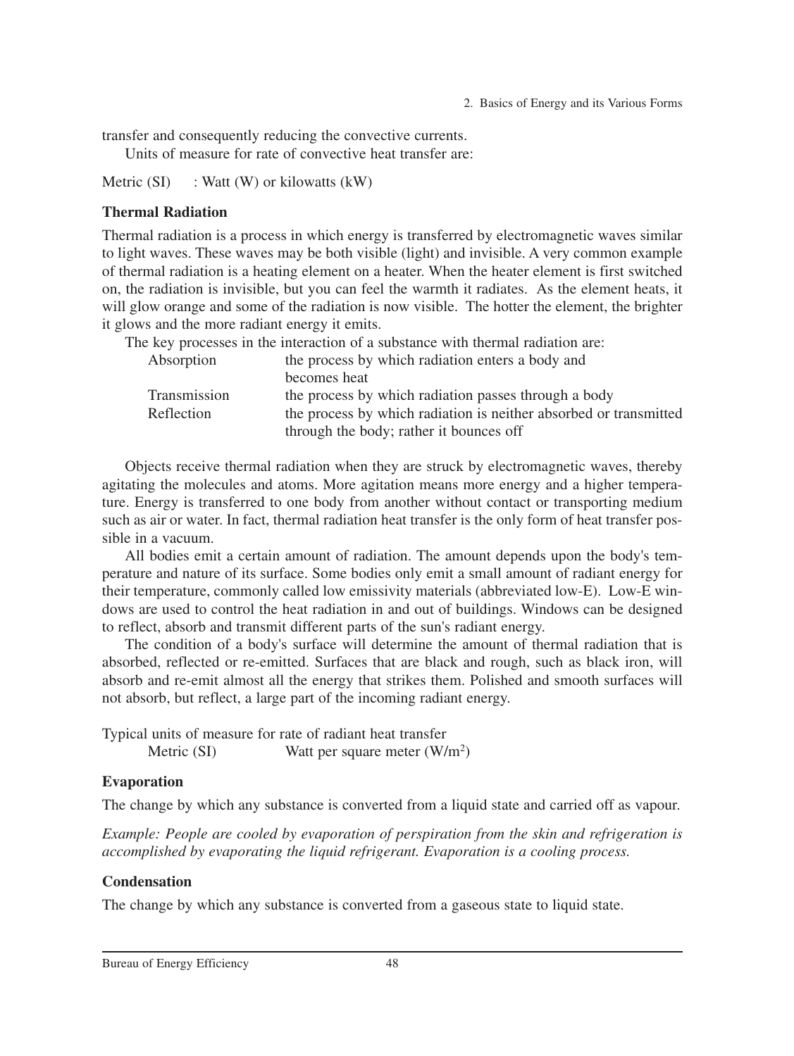transfer and consequently reducing the convective currents.

Units of measure for rate of convective heat transfer are:

Metric (SI) : Watt (W) or kilowatts (kW)

**Thermal Radiation**

Thermal radiation is a process in which energy is transferred by electromagnetic waves similar to light waves. These waves may be both visible (light) and invisible. A very common example of thermal radiation is a heating element on a heater. When the heater element is first switched on, the radiation is invisible, but you can feel the warmth it radiates. As the element heats, it will glow orange and some of the radiation is now visible. The hotter the element, the brighter it glows and the more radiant energy it emits.

The key processes in the interaction of a substance with thermal radiation are:

| | |
|---|---|
| Absorption | the process by which radiation enters a body and becomes heat |
| Transmission | the process by which radiation passes through a body |
| Reflection | the process by which radiation is neither absorbed or transmitted through the body; rather it bounces off |

Objects receive thermal radiation when they are struck by electromagnetic waves, thereby agitating the molecules and atoms. More agitation means more energy and a higher temperature. Energy is transferred to one body from another without contact or transporting medium such as air or water. In fact, thermal radiation heat transfer is the only form of heat transfer possible in a vacuum.

All bodies emit a certain amount of radiation. The amount depends upon the body's temperature and nature of its surface. Some bodies only emit a small amount of radiant energy for their temperature, commonly called low emissivity materials (abbreviated low-E). Low-E windows are used to control the heat radiation in and out of buildings. Windows can be designed to reflect, absorb and transmit different parts of the sun's radiant energy.

The condition of a body's surface will determine the amount of thermal radiation that is absorbed, reflected or re-emitted. Surfaces that are black and rough, such as black iron, will absorb and re-emit almost all the energy that strikes them. Polished and smooth surfaces will not absorb, but reflect, a large part of the incoming radiant energy.

Typical units of measure for rate of radiant heat transfer

Metric (SI) Watt per square meter ($W/m^2$)

**Evaporation**

The change by which any substance is converted from a liquid state and carried off as vapour.

*Example: People are cooled by evaporation of perspiration from the skin and refrigeration is accomplished by evaporating the liquid refrigerant. Evaporation is a cooling process.*

**Condensation**

The change by which any substance is converted from a gaseous state to liquid state.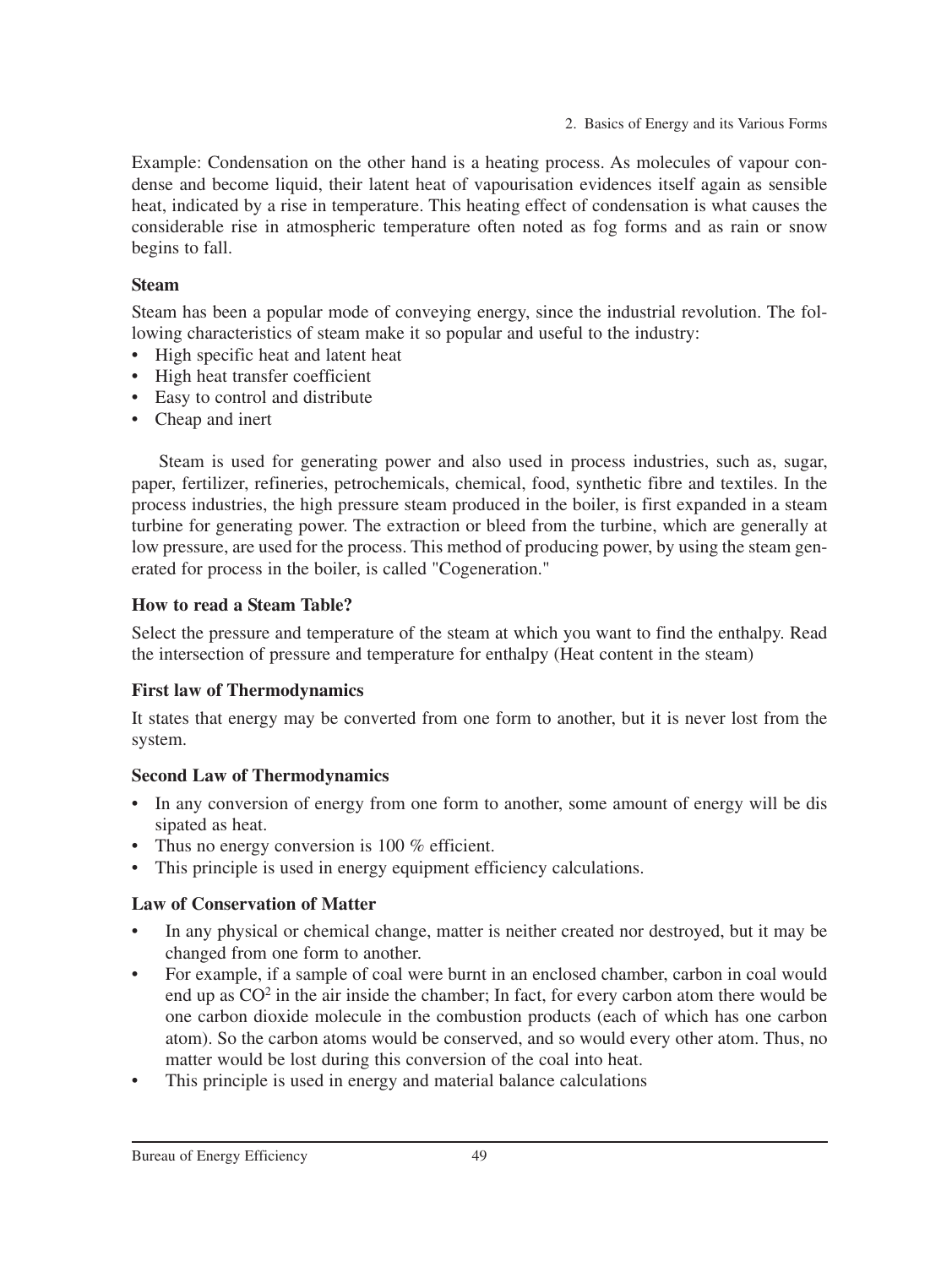Example: Condensation on the other hand is a heating process. As molecules of vapour condense and become liquid, their latent heat of vapourisation evidences itself again as sensible heat, indicated by a rise in temperature. This heating effect of condensation is what causes the considerable rise in atmospheric temperature often noted as fog forms and as rain or snow begins to fall.

### Steam

Steam has been a popular mode of conveying energy, since the industrial revolution. The following characteristics of steam make it so popular and useful to the industry:

- High specific heat and latent heat
- High heat transfer coefficient
- Easy to control and distribute
- Cheap and inert

Steam is used for generating power and also used in process industries, such as, sugar, paper, fertilizer, refineries, petrochemicals, chemical, food, synthetic fibre and textiles. In the process industries, the high pressure steam produced in the boiler, is first expanded in a steam turbine for generating power. The extraction or bleed from the turbine, which are generally at low pressure, are used for the process. This method of producing power, by using the steam generated for process in the boiler, is called "Cogeneration."

### How to read a Steam Table?

Select the pressure and temperature of the steam at which you want to find the enthalpy. Read the intersection of pressure and temperature for enthalpy (Heat content in the steam)

### First law of Thermodynamics

It states that energy may be converted from one form to another, but it is never lost from the system.

### Second Law of Thermodynamics

- In any conversion of energy from one form to another, some amount of energy will be dissipated as heat.
- Thus no energy conversion is 100 % efficient.
- This principle is used in energy equipment efficiency calculations.

### Law of Conservation of Matter

- In any physical or chemical change, matter is neither created nor destroyed, but it may be changed from one form to another.
- For example, if a sample of coal were burnt in an enclosed chamber, carbon in coal would end up as $CO^2$ in the air inside the chamber; In fact, for every carbon atom there would be one carbon dioxide molecule in the combustion products (each of which has one carbon atom). So the carbon atoms would be conserved, and so would every other atom. Thus, no matter would be lost during this conversion of the coal into heat.
- This principle is used in energy and material balance calculations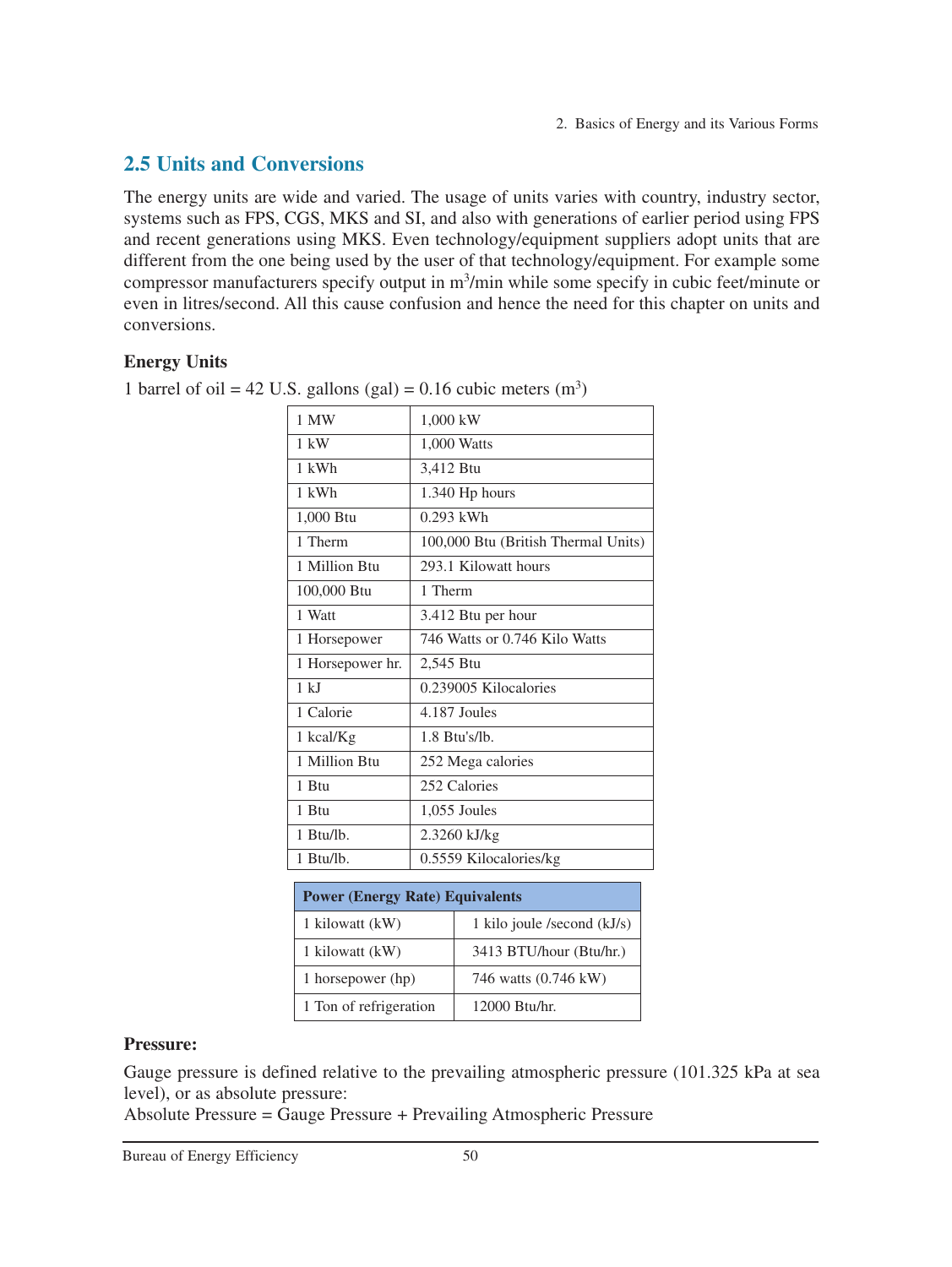## 2.5 Units and Conversions

The energy units are wide and varied. The usage of units varies with country, industry sector, systems such as FPS, CGS, MKS and SI, and also with generations of earlier period using FPS and recent generations using MKS. Even technology/equipment suppliers adopt units that are different from the one being used by the user of that technology/equipment. For example some compressor manufacturers specify output in $m^3$/min while some specify in cubic feet/minute or even in litres/second. All this cause confusion and hence the need for this chapter on units and conversions.

### Energy Units

1 barrel of oil = 42 U.S. gallons (gal) = 0.16 cubic meters ($m^3$)

| | |
|---|---|
| 1 MW | 1,000 kW |
| 1 kW | 1,000 Watts |
| 1 kWh | 3,412 Btu |
| 1 kWh | 1.340 Hp hours |
| 1,000 Btu | 0.293 kWh |
| 1 Therm | 100,000 Btu (British Thermal Units) |
| 1 Million Btu | 293.1 Kilowatt hours |
| 100,000 Btu | 1 Therm |
| 1 Watt | 3.412 Btu per hour |
| 1 Horsepower | 746 Watts or 0.746 Kilo Watts |
| 1 Horsepower hr. | 2,545 Btu |
| 1 kJ | 0.239005 Kilocalories |
| 1 Calorie | 4.187 Joules |
| 1 kcal/Kg | 1.8 Btu's/lb. |
| 1 Million Btu | 252 Mega calories |
| 1 Btu | 252 Calories |
| 1 Btu | 1,055 Joules |
| 1 Btu/lb. | 2.3260 kJ/kg |
| 1 Btu/lb. | 0.5559 Kilocalories/kg |

| Power (Energy Rate) Equivalents | |
|---|---|
| 1 kilowatt (kW) | 1 kilo joule /second (kJ/s) |
| 1 kilowatt (kW) | 3413 BTU/hour (Btu/hr.) |
| 1 horsepower (hp) | 746 watts (0.746 kW) |
| 1 Ton of refrigeration | 12000 Btu/hr. |

**Pressure:**

Gauge pressure is defined relative to the prevailing atmospheric pressure (101.325 kPa at sea level), or as absolute pressure:

Absolute Pressure = Gauge Pressure + Prevailing Atmospheric Pressure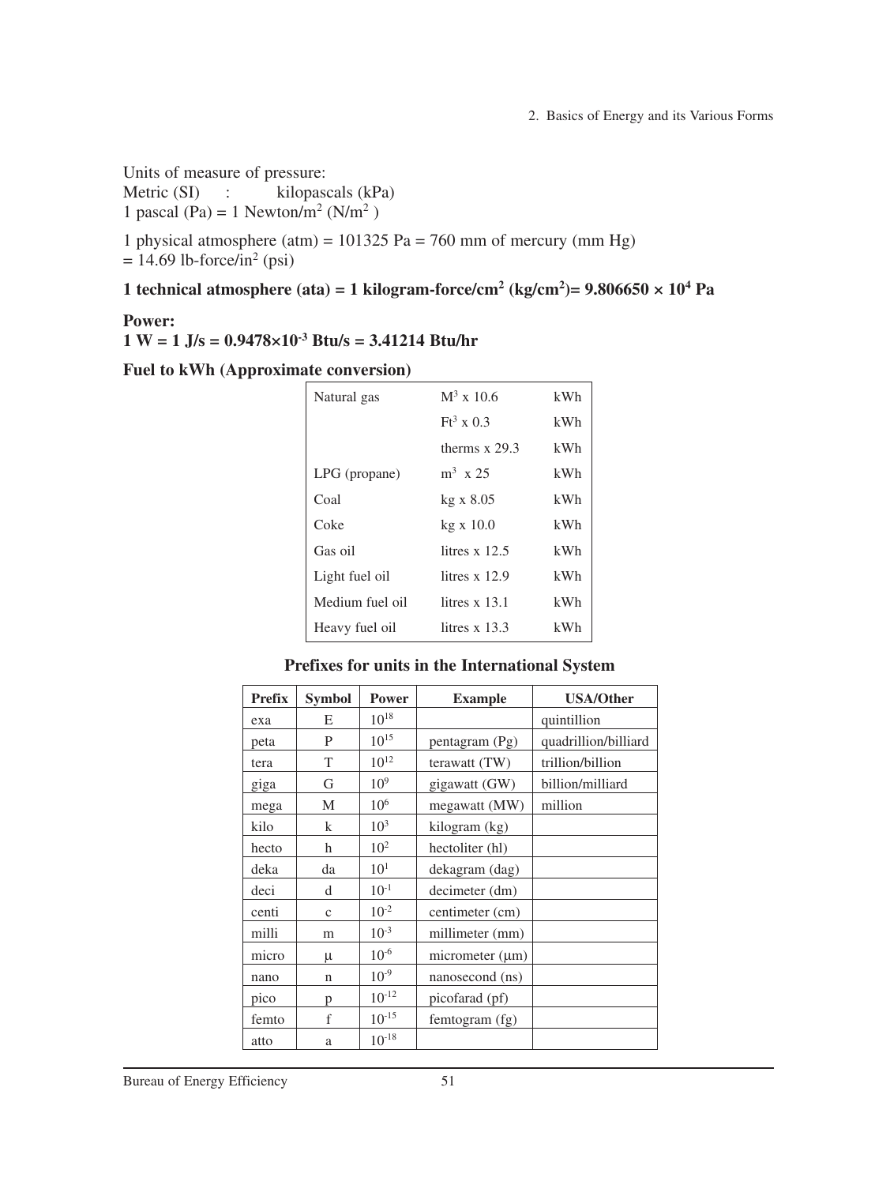Units of measure of pressure:
Metric (SI) : kilopascals (kPa)
1 pascal (Pa) = 1 Newton/m$^2$ (N/m$^2$ )

1 physical atmosphere (atm) = 101325 Pa = 760 mm of mercury (mm Hg)
= 14.69 lb-force/in$^2$ (psi)

**1 technical atmosphere (ata) = 1 kilogram-force/cm$^2$ (kg/cm$^2$)= 9.806650 × 10$^4$ Pa**

**Power:**
**1 W = 1 J/s = 0.9478×10$^{-3}$ Btu/s = 3.41214 Btu/hr**

**Fuel to kWh (Approximate conversion)**

| | | |
|---|---|---|
| Natural gas | M$^3$ x 10.6 | kWh |
| | Ft$^3$ x 0.3 | kWh |
| | therms x 29.3 | kWh |
| LPG (propane) | m$^3$ x 25 | kWh |
| Coal | kg x 8.05 | kWh |
| Coke | kg x 10.0 | kWh |
| Gas oil | litres x 12.5 | kWh |
| Light fuel oil | litres x 12.9 | kWh |
| Medium fuel oil | litres x 13.1 | kWh |
| Heavy fuel oil | litres x 13.3 | kWh |

**Prefixes for units in the International System**

| Prefix | Symbol | Power | Example | USA/Other |
|---|---|---|---|---|
| exa | E | $10^{18}$ | | quintillion |
| peta | P | $10^{15}$ | pentagram (Pg) | quadrillion/billiard |
| tera | T | $10^{12}$ | terawatt (TW) | trillion/billion |
| giga | G | $10^{9}$ | gigawatt (GW) | billion/milliard |
| mega | M | $10^{6}$ | megawatt (MW) | million |
| kilo | k | $10^{3}$ | kilogram (kg) | |
| hecto | h | $10^{2}$ | hectoliter (hl) | |
| deka | da | $10^{1}$ | dekagram (dag) | |
| deci | d | $10^{-1}$ | decimeter (dm) | |
| centi | c | $10^{-2}$ | centimeter (cm) | |
| milli | m | $10^{-3}$ | millimeter (mm) | |
| micro | μ | $10^{-6}$ | micrometer (μm) | |
| nano | n | $10^{-9}$ | nanosecond (ns) | |
| pico | p | $10^{-12}$ | picofarad (pf) | |
| femto | f | $10^{-15}$ | femtogram (fg) | |
| atto | a | $10^{-18}$ | | |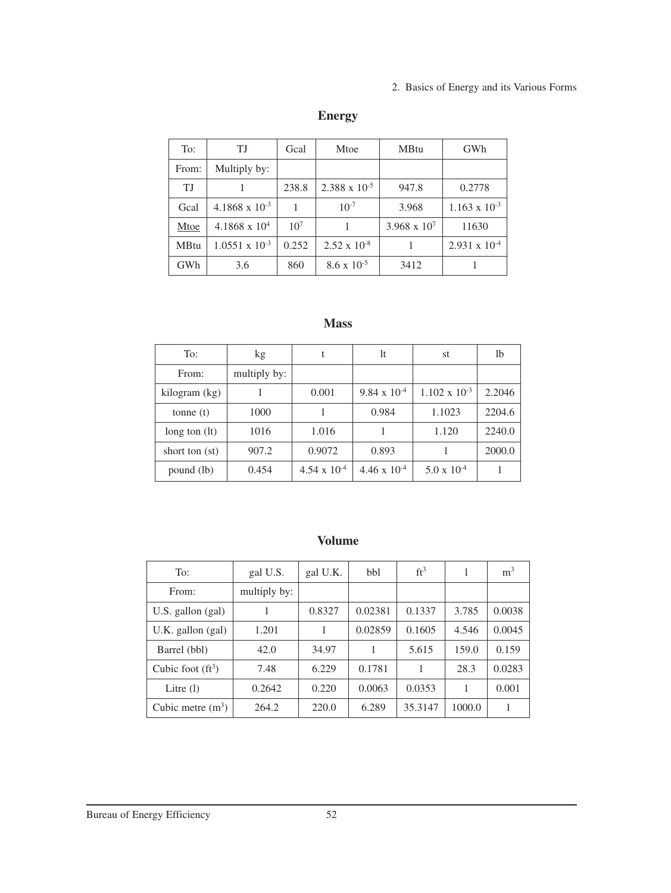## Energy

| To: | TJ | Gcal | Mtoe | MBtu | GWh |
|---|---|---|---|---|---|
| From: | Multiply by: | | | | |
| TJ | 1 | 238.8 | $2.388 \times 10^{-5}$ | 947.8 | 0.2778 |
| Gcal | $4.1868 \times 10^{-3}$ | 1 | $10^{-7}$ | 3.968 | $1.163 \times 10^{-3}$ |
| Mtoe | $4.1868 \times 10^{4}$ | $10^{7}$ | 1 | $3.968 \times 10^{7}$ | 11630 |
| MBtu | $1.0551 \times 10^{-3}$ | 0.252 | $2.52 \times 10^{-8}$ | 1 | $2.931 \times 10^{-4}$ |
| GWh | 3.6 | 860 | $8.6 \times 10^{-5}$ | 3412 | 1 |

## Mass

| To: | kg | t | lt | st | lb |
|---|---|---|---|---|---|
| From: | multiply by: | | | | |
| kilogram (kg) | 1 | 0.001 | $9.84 \times 10^{-4}$ | $1.102 \times 10^{-3}$ | 2.2046 |
| tonne (t) | 1000 | 1 | 0.984 | 1.1023 | 2204.6 |
| long ton (lt) | 1016 | 1.016 | 1 | 1.120 | 2240.0 |
| short ton (st) | 907.2 | 0.9072 | 0.893 | 1 | 2000.0 |
| pound (lb) | 0.454 | $4.54 \times 10^{-4}$ | $4.46 \times 10^{-4}$ | $5.0 \times 10^{-4}$ | 1 |

## Volume

| To: | gal U.S. | gal U.K. | bbl | $ft^3$ | l | $m^3$ |
|---|---|---|---|---|---|---|
| From: | multiply by: | | | | | |
| U.S. gallon (gal) | 1 | 0.8327 | 0.02381 | 0.1337 | 3.785 | 0.0038 |
| U.K. gallon (gal) | 1.201 | 1 | 0.02859 | 0.1605 | 4.546 | 0.0045 |
| Barrel (bbl) | 42.0 | 34.97 | 1 | 5.615 | 159.0 | 0.159 |
| Cubic foot ($ft^3$) | 7.48 | 6.229 | 0.1781 | 1 | 28.3 | 0.0283 |
| Litre (l) | 0.2642 | 0.220 | 0.0063 | 0.0353 | 1 | 0.001 |
| Cubic metre ($m^3$) | 264.2 | 220.0 | 6.289 | 35.3147 | 1000.0 | 1 |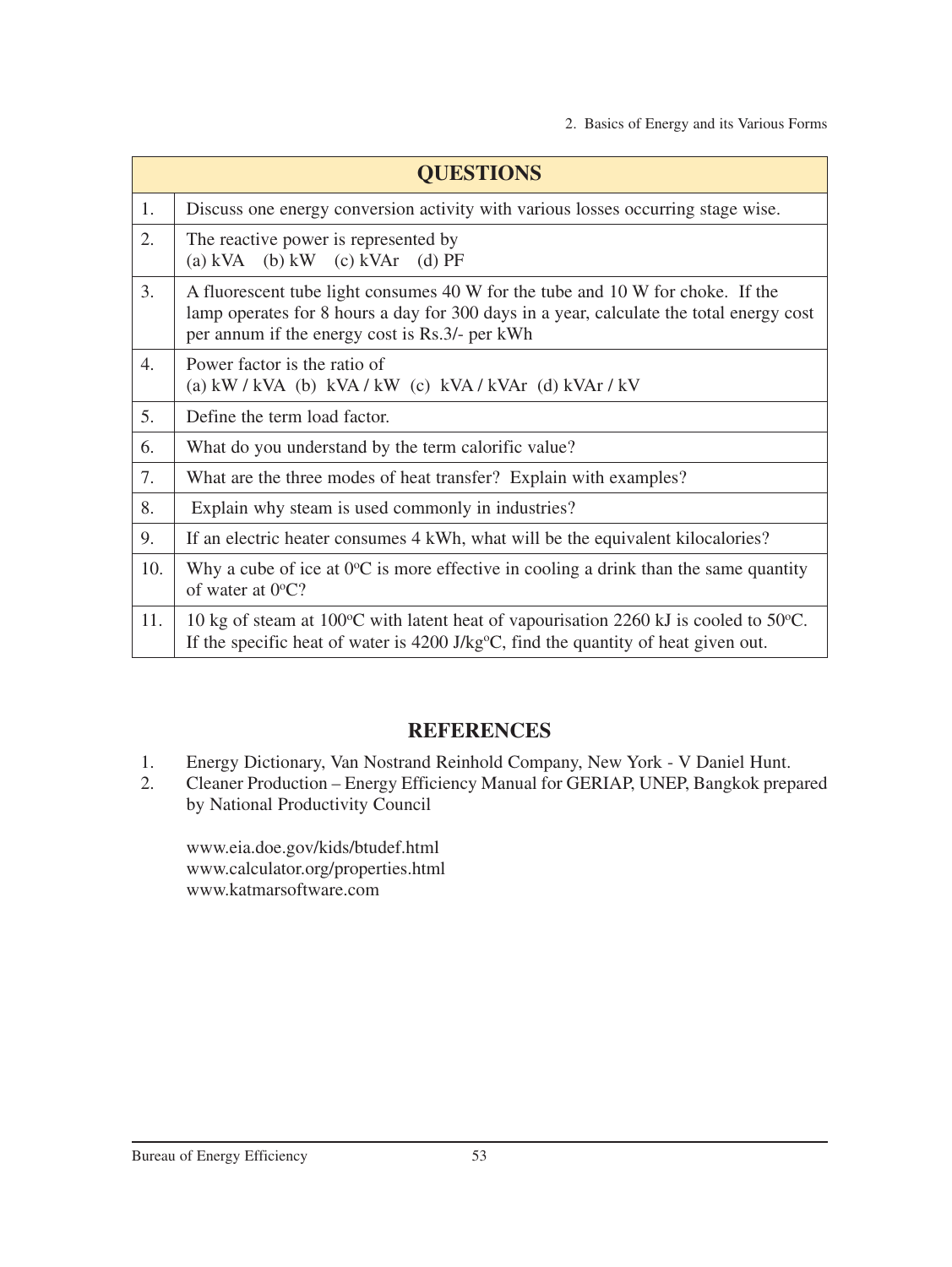| QUESTIONS | |
|---|---|
| 1. | Discuss one energy conversion activity with various losses occurring stage wise. |
| 2. | The reactive power is represented by<br>(a) kVA (b) kW (c) kVAr (d) PF |
| 3. | A fluorescent tube light consumes 40 W for the tube and 10 W for choke. If the lamp operates for 8 hours a day for 300 days in a year, calculate the total energy cost per annum if the energy cost is Rs.3/- per kWh |
| 4. | Power factor is the ratio of<br>(a) kW / kVA (b) kVA / kW (c) kVA / kVAr (d) kVAr / kV |
| 5. | Define the term load factor. |
| 6. | What do you understand by the term calorific value? |
| 7. | What are the three modes of heat transfer? Explain with examples? |
| 8. | Explain why steam is used commonly in industries? |
| 9. | If an electric heater consumes 4 kWh, what will be the equivalent kilocalories? |
| 10. | Why a cube of ice at $0^oC$ is more effective in cooling a drink than the same quantity of water at $0^oC$? |
| 11. | 10 kg of steam at $100^oC$ with latent heat of vapourisation 2260 kJ is cooled to $50^oC$. If the specific heat of water is 4200 J/kg$^oC$, find the quantity of heat given out. |

## REFERENCES

1. Energy Dictionary, Van Nostrand Reinhold Company, New York - V Daniel Hunt.
2. Cleaner Production – Energy Efficiency Manual for GERIAP, UNEP, Bangkok prepared by National Productivity Council

www.eia.doe.gov/kids/btudef.html
www.calculator.org/properties.html
www.katmarsoftware.com